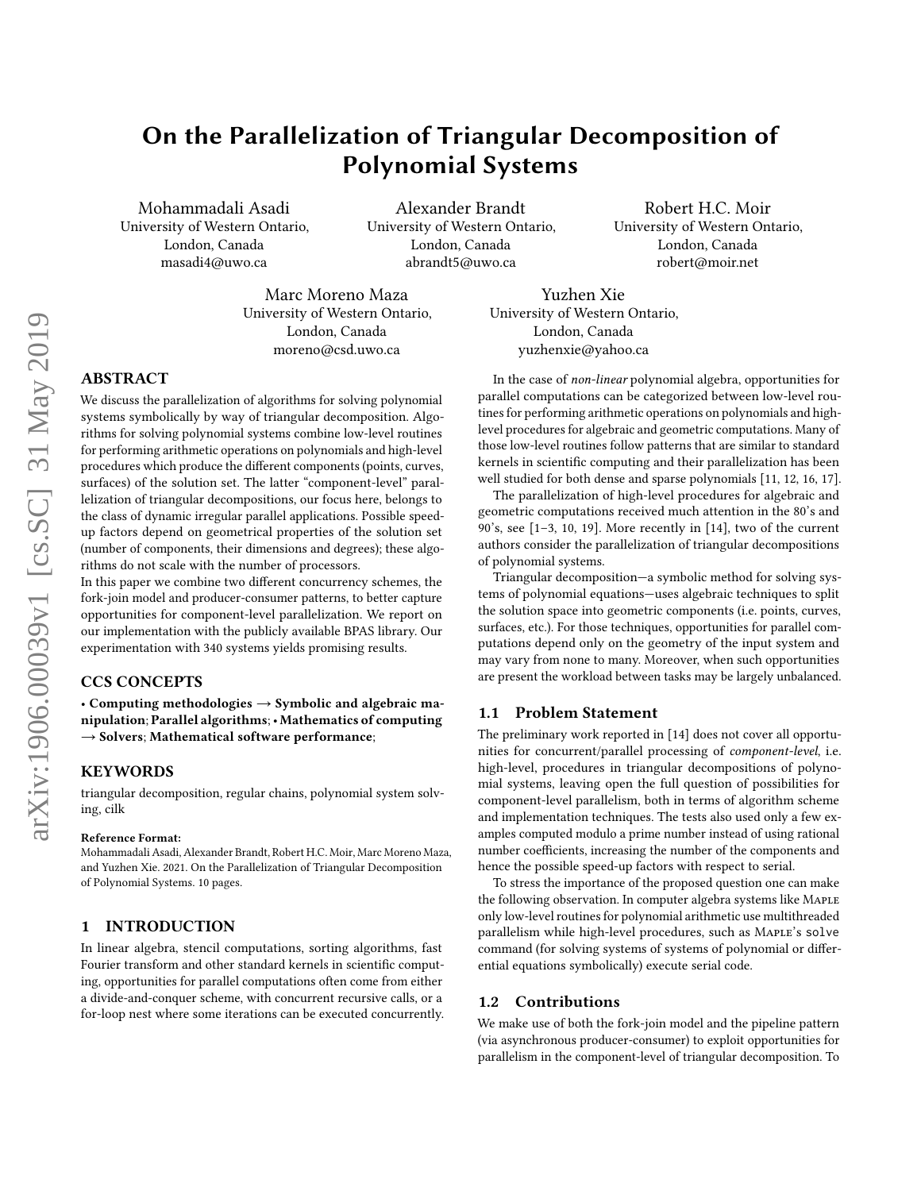# On the Parallelization of Triangular Decomposition of Polynomial Systems

Mohammadali Asadi
University of Western Ontario,
London, Canada
masadi4@uwo.ca

Alexander Brandt
University of Western Ontario,
London, Canada
abrandt5@uwo.ca

Robert H.C. Moir
University of Western Ontario,
London, Canada
robert@moir.net

Marc Moreno Maza
University of Western Ontario,
London, Canada
moreno@csd.uwo.ca

Yuzhen Xie
University of Western Ontario,
London, Canada
yuzhenxie@yahoo.ca

## ABSTRACT

We discuss the parallelization of algorithms for solving polynomial systems symbolically by way of triangular decomposition. Algorithms for solving polynomial systems combine low-level routines for performing arithmetic operations on polynomials and high-level procedures which produce the different components (points, curves, surfaces) of the solution set. The latter "component-level" parallelization of triangular decompositions, our focus here, belongs to the class of dynamic irregular parallel applications. Possible speed-up factors depend on geometrical properties of the solution set (number of components, their dimensions and degrees); these algorithms do not scale with the number of processors.

In this paper we combine two different concurrency schemes, the fork-join model and producer-consumer patterns, to better capture opportunities for component-level parallelization. We report on our implementation with the publicly available BPAS library. Our experimentation with 340 systems yields promising results.

## CCS CONCEPTS

• **Computing methodologies** → **Symbolic and algebraic manipulation**; **Parallel algorithms**; • **Mathematics of computing** → **Solvers**; **Mathematical software performance**;

## KEYWORDS

triangular decomposition, regular chains, polynomial system solving, cilk

**Reference Format:**
Mohammadali Asadi, Alexander Brandt, Robert H.C. Moir, Marc Moreno Maza, and Yuzhen Xie. 2021. On the Parallelization of Triangular Decomposition of Polynomial Systems. 10 pages.

## 1 INTRODUCTION

In linear algebra, stencil computations, sorting algorithms, fast Fourier transform and other standard kernels in scientific computing, opportunities for parallel computations often come from either a divide-and-conquer scheme, with concurrent recursive calls, or a for-loop nest where some iterations can be executed concurrently.

In the case of *non-linear* polynomial algebra, opportunities for parallel computations can be categorized between low-level routines for performing arithmetic operations on polynomials and high-level procedures for algebraic and geometric computations. Many of those low-level routines follow patterns that are similar to standard kernels in scientific computing and their parallelization has been well studied for both dense and sparse polynomials [11, 12, 16, 17].

The parallelization of high-level procedures for algebraic and geometric computations received much attention in the 80's and 90's, see [1–3, 10, 19]. More recently in [14], two of the current authors consider the parallelization of triangular decompositions of polynomial systems.

Triangular decomposition—a symbolic method for solving systems of polynomial equations—uses algebraic techniques to split the solution space into geometric components (i.e. points, curves, surfaces, etc.). For those techniques, opportunities for parallel computations depend only on the geometry of the input system and may vary from none to many. Moreover, when such opportunities are present the workload between tasks may be largely unbalanced.

### 1.1 Problem Statement

The preliminary work reported in [14] does not cover all opportunities for concurrent/parallel processing of *component-level*, i.e. high-level, procedures in triangular decompositions of polynomial systems, leaving open the full question of possibilities for component-level parallelism, both in terms of algorithm scheme and implementation techniques. The tests also used only a few examples computed modulo a prime number instead of using rational number coefficients, increasing the number of the components and hence the possible speed-up factors with respect to serial.

To stress the importance of the proposed question one can make the following observation. In computer algebra systems like Maple only low-level routines for polynomial arithmetic use multithreaded parallelism while high-level procedures, such as Maple's `solve` command (for solving systems of systems of polynomial or differential equations symbolically) execute serial code.

### 1.2 Contributions

We make use of both the fork-join model and the pipeline pattern (via asynchronous producer-consumer) to exploit opportunities for parallelism in the component-level of triangular decomposition. To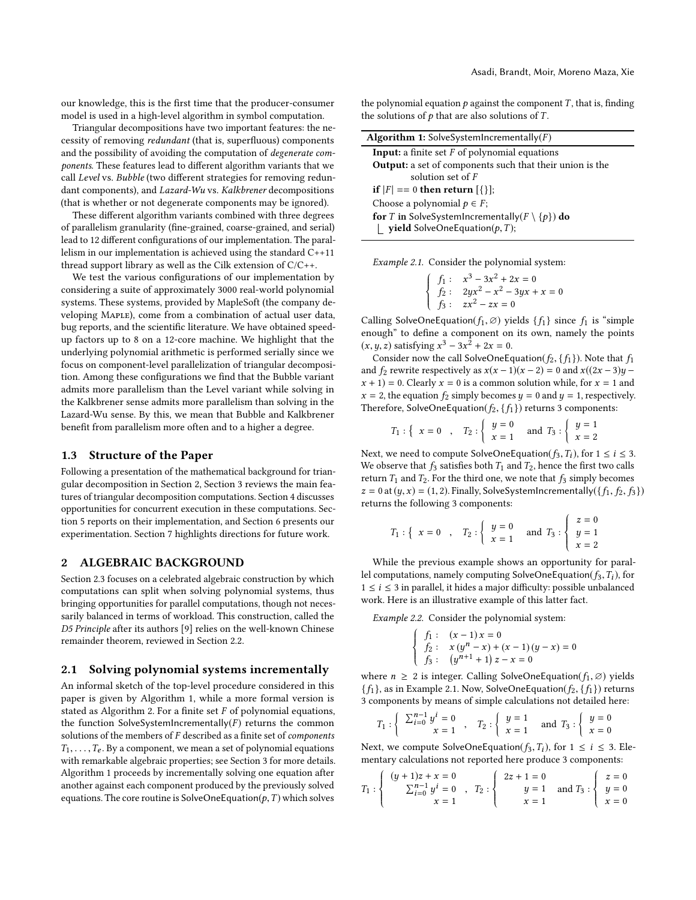our knowledge, this is the first time that the producer-consumer model is used in a high-level algorithm in symbol computation.

Triangular decompositions have two important features: the necessity of removing *redundant* (that is, superfluous) components and the possibility of avoiding the computation of *degenerate components*. These features lead to different algorithm variants that we call *Level* vs. *Bubble* (two different strategies for removing redundant components), and *Lazard-Wu* vs. *Kalkbrener* decompositions (that is whether or not degenerate components may be ignored).

These different algorithm variants combined with three degrees of parallelism granularity (fine-grained, coarse-grained, and serial) lead to 12 different configurations of our implementation. The parallelism in our implementation is achieved using the standard C++11 thread support library as well as the Cilk extension of C/C++.

We test the various configurations of our implementation by considering a suite of approximately 3000 real-world polynomial systems. These systems, provided by MapleSoft (the company developing Maple), come from a combination of actual user data, bug reports, and the scientific literature. We have obtained speed-up factors up to 8 on a 12-core machine. We highlight that the underlying polynomial arithmetic is performed serially since we focus on component-level parallelization of triangular decomposition. Among these configurations we find that the Bubble variant admits more parallelism than the Level variant while solving in the Kalkbrener sense admits more parallelism than solving in the Lazard-Wu sense. By this, we mean that Bubble and Kalkbrener benefit from parallelism more often and to a higher a degree.

### 1.3 Structure of the Paper

Following a presentation of the mathematical background for triangular decomposition in Section 2, Section 3 reviews the main features of triangular decomposition computations. Section 4 discusses opportunities for concurrent execution in these computations. Section 5 reports on their implementation, and Section 6 presents our experimentation. Section 7 highlights directions for future work.

## 2 ALGEBRAIC BACKGROUND

Section 2.3 focuses on a celebrated algebraic construction by which computations can split when solving polynomial systems, thus bringing opportunities for parallel computations, though not necessarily balanced in terms of workload. This construction, called the *D5 Principle* after its authors [9] relies on the well-known Chinese remainder theorem, reviewed in Section 2.2.

### 2.1 Solving polynomial systems incrementally

An informal sketch of the top-level procedure considered in this paper is given by Algorithm 1, while a more formal version is stated as Algorithm 2. For a finite set $F$ of polynomial equations, the function SolveSystemIncrementally($F$) returns the common solutions of the members of $F$ described as a finite set of *components* $T_1, \ldots, T_e$. By a component, we mean a set of polynomial equations with remarkable algebraic properties; see Section 3 for more details. Algorithm 1 proceeds by incrementally solving one equation after another against each component produced by the previously solved equations. The core routine is SolveOneEquation($p, T$) which solves the polynomial equation $p$ against the component $T$, that is, finding the solutions of $p$ that are also solutions of $T$.

**Algorithm 1:** SolveSystemIncrementally($F$)

```
Input: a finite set F of polynomial equations
Output: a set of components such that their union is the
        solution set of F
if |F| == 0 then return [{}];
Choose a polynomial p ∈ F;
for T in SolveSystemIncrementally(F \ {p}) do
    yield SolveOneEquation(p, T);
```

*Example 2.1.* Consider the polynomial system:

$$\begin{cases} f_1: & x^3 - 3x^2 + 2x = 0 \\ f_2: & 2yx^2 - x^2 - 3yx + x = 0 \\ f_3: & zx^2 - zx = 0 \end{cases}$$

Calling SolveOneEquation($f_1, \varnothing$) yields $\{f_1\}$ since $f_1$ is "simple enough" to define a component on its own, namely the points $(x, y, z)$ satisfying $x^3 - 3x^2 + 2x = 0$.

Consider now the call SolveOneEquation($f_2, \{f_1\}$). Note that $f_1$ and $f_2$ rewrite respectively as $x(x-1)(x-2) = 0$ and $x((2x-3)y - x + 1) = 0$. Clearly $x = 0$ is a common solution while, for $x = 1$ and $x = 2$, the equation $f_2$ simply becomes $y = 0$ and $y = 1$, respectively. Therefore, SolveOneEquation($f_2, \{f_1\}$) returns 3 components:

$$T_1 : \left\{ \; x = 0 \right. \quad , \quad T_2 : \left\{ \begin{array}{l} y = 0 \\ x = 1 \end{array} \right. \quad \text{and } T_3 : \left\{ \begin{array}{l} y = 1 \\ x = 2 \end{array} \right.$$

Next, we need to compute SolveOneEquation($f_3, T_i$), for $1 \leq i \leq 3$. We observe that $f_3$ satisfies both $T_1$ and $T_2$, hence the first two calls return $T_1$ and $T_2$. For the third one, we note that $f_3$ simply becomes $z = 0$ at $(y, x) = (1, 2)$. Finally, SolveSystemIncrementally($\{f_1, f_2, f_3\}$) returns the following 3 components:

$$T_1 : \left\{ \; x = 0 \right. \quad , \quad T_2 : \left\{ \begin{array}{l} y = 0 \\ x = 1 \end{array} \right. \quad \text{and } T_3 : \left\{ \begin{array}{l} z = 0 \\ y = 1 \\ x = 2 \end{array} \right.$$

While the previous example shows an opportunity for parallel computations, namely computing SolveOneEquation($f_3, T_i$), for $1 \leq i \leq 3$ in parallel, it hides a major difficulty: possible unbalanced work. Here is an illustrative example of this latter fact.

*Example 2.2.* Consider the polynomial system:

$$\begin{cases} f_1: & (x-1)\,x = 0 \\ f_2: & x\,(y^n - x) + (x-1)\,(y - x) = 0 \\ f_3: & \left(y^{n+1} + 1\right) z - x = 0 \end{cases}$$

where $n \geq 2$ is integer. Calling SolveOneEquation($f_1, \varnothing$) yields $\{f_1\}$, as in Example 2.1. Now, SolveOneEquation($f_2, \{f_1\}$) returns 3 components by means of simple calculations not detailed here:

$$T_1 : \left\{ \begin{array}{l} \sum_{i=0}^{n-1} y^i = 0 \\ x = 1 \end{array} \right. \quad , \quad T_2 : \left\{ \begin{array}{l} y = 1 \\ x = 1 \end{array} \right. \quad \text{and } T_3 : \left\{ \begin{array}{l} y = 0 \\ x = 0 \end{array} \right.$$

Next, we compute SolveOneEquation($f_3, T_i$), for $1 \leq i \leq 3$. Elementary calculations not reported here produce 3 components:

$$T_1 : \left\{ \begin{array}{l} (y+1)z + x = 0 \\ \sum_{i=0}^{n-1} y^i = 0 \\ x = 1 \end{array} \right. \quad , \quad T_2 : \left\{ \begin{array}{l} 2z + 1 = 0 \\ y = 1 \\ x = 1 \end{array} \right. \quad \text{and } T_3 : \left\{ \begin{array}{l} z = 0 \\ y = 0 \\ x = 0 \end{array} \right.$$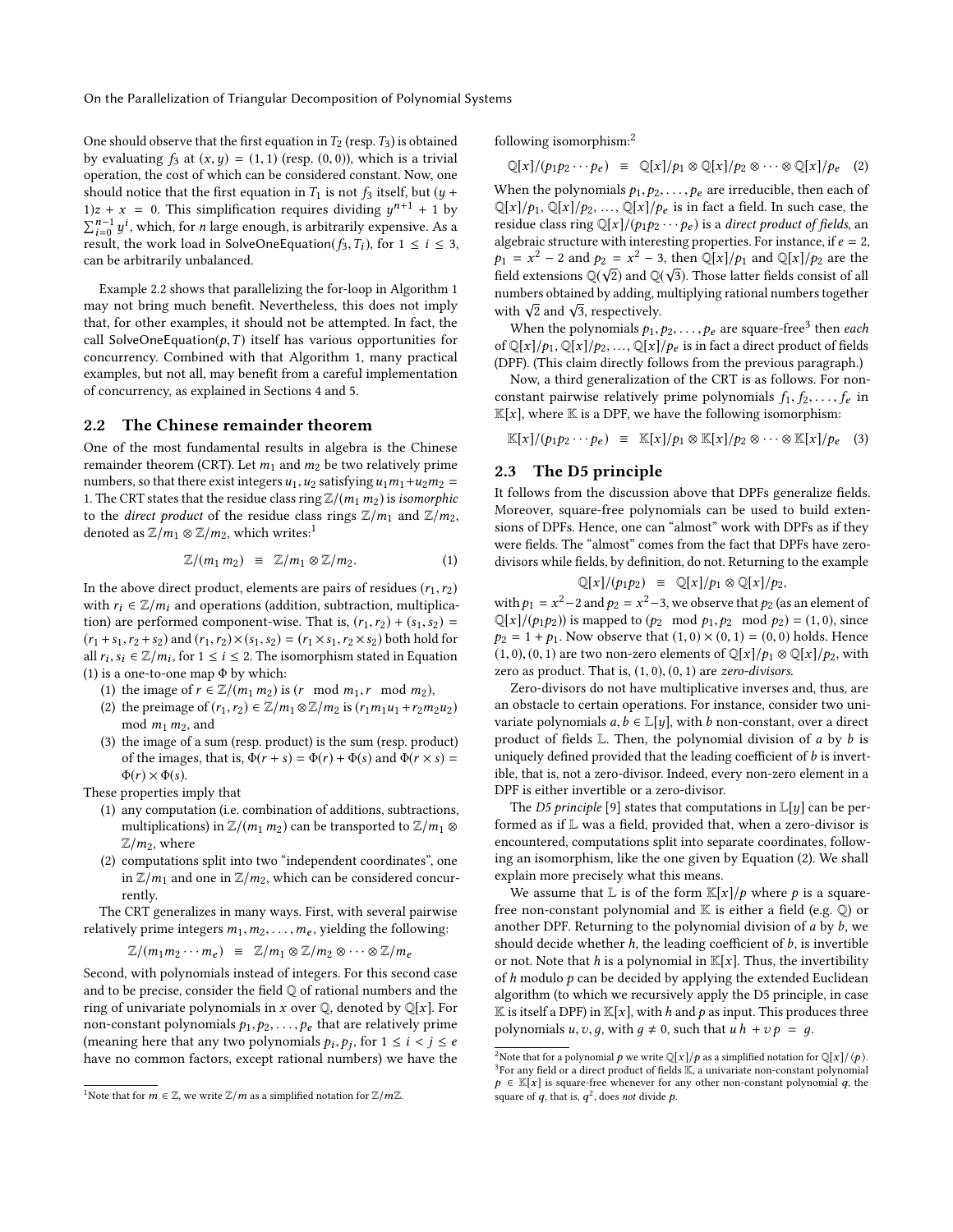One should observe that the first equation in $T_2$ (resp. $T_3$) is obtained by evaluating $f_3$ at $(x, y) = (1, 1)$ (resp. $(0, 0)$), which is a trivial operation, the cost of which can be considered constant. Now, one should notice that the first equation in $T_1$ is not $f_3$ itself, but $(y + 1)z + x = 0$. This simplification requires dividing $y^{n+1} + 1$ by $\sum_{i=0}^{n-1} y^i$, which, for $n$ large enough, is arbitrarily expensive. As a result, the work load in SolveOneEquation($f_3, T_i$), for $1 \leq i \leq 3$, can be arbitrarily unbalanced.

Example 2.2 shows that parallelizing the for-loop in Algorithm 1 may not bring much benefit. Nevertheless, this does not imply that, for other examples, it should not be attempted. In fact, the call SolveOneEquation($p, T$) itself has various opportunities for concurrency. Combined with that Algorithm 1, many practical examples, but not all, may benefit from a careful implementation of concurrency, as explained in Sections 4 and 5.

## 2.2 The Chinese remainder theorem

One of the most fundamental results in algebra is the Chinese remainder theorem (CRT). Let $m_1$ and $m_2$ be two relatively prime numbers, so that there exist integers $u_1, u_2$ satisfying $u_1 m_1 + u_2 m_2 = 1$. The CRT states that the residue class ring $\mathbb{Z}/(m_1\, m_2)$ is *isomorphic* to the *direct product* of the residue class rings $\mathbb{Z}/m_1$ and $\mathbb{Z}/m_2$, denoted as $\mathbb{Z}/m_1 \otimes \mathbb{Z}/m_2$, which writes:[1]

$$\mathbb{Z}/(m_1\, m_2) \;\equiv\; \mathbb{Z}/m_1 \otimes \mathbb{Z}/m_2. \qquad (1)$$

In the above direct product, elements are pairs of residues $(r_1, r_2)$ with $r_i \in \mathbb{Z}/m_i$ and operations (addition, subtraction, multiplication) are performed component-wise. That is, $(r_1, r_2) + (s_1, s_2) = (r_1 + s_1, r_2 + s_2)$ and $(r_1, r_2) \times (s_1, s_2) = (r_1 \times s_1, r_2 \times s_2)$ both hold for all $r_i, s_i \in \mathbb{Z}/m_i$, for $1 \leq i \leq 2$. The isomorphism stated in Equation (1) is a one-to-one map $\Phi$ by which:

1. the image of $r \in \mathbb{Z}/(m_1\, m_2)$ is $(r \mod m_1, r \mod m_2)$,
2. the preimage of $(r_1, r_2) \in \mathbb{Z}/m_1 \otimes \mathbb{Z}/m_2$ is $(r_1 m_1 u_1 + r_2 m_2 u_2) \mod m_1\, m_2$, and
3. the image of a sum (resp. product) is the sum (resp. product) of the images, that is, $\Phi(r + s) = \Phi(r) + \Phi(s)$ and $\Phi(r \times s) = \Phi(r) \times \Phi(s)$.

These properties imply that

1. any computation (i.e. combination of additions, subtractions, multiplications) in $\mathbb{Z}/(m_1\, m_2)$ can be transported to $\mathbb{Z}/m_1 \otimes \mathbb{Z}/m_2$, where
2. computations split into two "independent coordinates", one in $\mathbb{Z}/m_1$ and one in $\mathbb{Z}/m_2$, which can be considered concurrently.

The CRT generalizes in many ways. First, with several pairwise relatively prime integers $m_1, m_2, \ldots, m_e$, yielding the following:

$$\mathbb{Z}/(m_1 m_2 \cdots m_e) \;\equiv\; \mathbb{Z}/m_1 \otimes \mathbb{Z}/m_2 \otimes \cdots \otimes \mathbb{Z}/m_e$$

Second, with polynomials instead of integers. For this second case and to be precise, consider the field $\mathbb{Q}$ of rational numbers and the ring of univariate polynomials in $x$ over $\mathbb{Q}$, denoted by $\mathbb{Q}[x]$. For non-constant polynomials $p_1, p_2, \ldots, p_e$ that are relatively prime (meaning here that any two polynomials $p_i, p_j$, for $1 \leq i < j \leq e$ have no common factors, except rational numbers) we have the following isomorphism:[2]

$$\mathbb{Q}[x]/(p_1 p_2 \cdots p_e) \;\equiv\; \mathbb{Q}[x]/p_1 \otimes \mathbb{Q}[x]/p_2 \otimes \cdots \otimes \mathbb{Q}[x]/p_e \qquad (2)$$

When the polynomials $p_1, p_2, \ldots, p_e$ are irreducible, then each of $\mathbb{Q}[x]/p_1$, $\mathbb{Q}[x]/p_2$, ..., $\mathbb{Q}[x]/p_e$ is in fact a field. In such case, the residue class ring $\mathbb{Q}[x]/(p_1 p_2 \cdots p_e)$ is a *direct product of fields*, an algebraic structure with interesting properties. For instance, if $e = 2$, $p_1 = x^2 - 2$ and $p_2 = x^2 - 3$, then $\mathbb{Q}[x]/p_1$ and $\mathbb{Q}[x]/p_2$ are the field extensions $\mathbb{Q}(\sqrt{2})$ and $\mathbb{Q}(\sqrt{3})$. Those latter fields consist of all numbers obtained by adding, multiplying rational numbers together with $\sqrt{2}$ and $\sqrt{3}$, respectively.

When the polynomials $p_1, p_2, \ldots, p_e$ are square-free[3] then *each* of $\mathbb{Q}[x]/p_1$, $\mathbb{Q}[x]/p_2$, ..., $\mathbb{Q}[x]/p_e$ is in fact a direct product of fields (DPF). (This claim directly follows from the previous paragraph.)

Now, a third generalization of the CRT is as follows. For non-constant pairwise relatively prime polynomials $f_1, f_2, \ldots, f_e$ in $\mathbb{K}[x]$, where $\mathbb{K}$ is a DPF, we have the following isomorphism:

$$\mathbb{K}[x]/(p_1 p_2 \cdots p_e) \;\equiv\; \mathbb{K}[x]/p_1 \otimes \mathbb{K}[x]/p_2 \otimes \cdots \otimes \mathbb{K}[x]/p_e \qquad (3)$$

## 2.3 The D5 principle

It follows from the discussion above that DPFs generalize fields. Moreover, square-free polynomials can be used to build extensions of DPFs. Hence, one can "almost" work with DPFs as if they were fields. The "almost" comes from the fact that DPFs have zero-divisors while fields, by definition, do not. Returning to the example

$$\mathbb{Q}[x]/(p_1 p_2) \;\equiv\; \mathbb{Q}[x]/p_1 \otimes \mathbb{Q}[x]/p_2,$$

with $p_1 = x^2 - 2$ and $p_2 = x^2 - 3$, we observe that $p_2$ (as an element of $\mathbb{Q}[x]/(p_1 p_2)$) is mapped to $(p_2 \mod p_1, p_2 \mod p_2) = (1, 0)$, since $p_2 = 1 + p_1$. Now observe that $(1, 0) \times (0, 1) = (0, 0)$ holds. Hence $(1, 0), (0, 1)$ are two non-zero elements of $\mathbb{Q}[x]/p_1 \otimes \mathbb{Q}[x]/p_2$, with zero as product. That is, $(1, 0), (0, 1)$ are *zero-divisors*.

Zero-divisors do not have multiplicative inverses and, thus, are an obstacle to certain operations. For instance, consider two univariate polynomials $a, b \in \mathbb{L}[y]$, with $b$ non-constant, over a direct product of fields $\mathbb{L}$. Then, the polynomial division of $a$ by $b$ is uniquely defined provided that the leading coefficient of $b$ is invertible, that is, not a zero-divisor. Indeed, every non-zero element in a DPF is either invertible or a zero-divisor.

The *D5 principle* [9] states that computations in $\mathbb{L}[y]$ can be performed as if $\mathbb{L}$ was a field, provided that, when a zero-divisor is encountered, computations split into separate coordinates, following an isomorphism, like the one given by Equation (2). We shall explain more precisely what this means.

We assume that $\mathbb{L}$ is of the form $\mathbb{K}[x]/p$ where $p$ is a square-free non-constant polynomial and $\mathbb{K}$ is either a field (e.g. $\mathbb{Q}$) or another DPF. Returning to the polynomial division of $a$ by $b$, we should decide whether $h$, the leading coefficient of $b$, is invertible or not. Note that $h$ is a polynomial in $\mathbb{K}[x]$. Thus, the invertibility of $h$ modulo $p$ can be decided by applying the extended Euclidean algorithm (to which we recursively apply the D5 principle, in case $\mathbb{K}$ is itself a DPF) in $\mathbb{K}[x]$, with $h$ and $p$ as input. This produces three polynomials $u, v, g$, with $g \neq 0$, such that $u\, h + v\, p = g$.

---

[1] Note that for $m \in \mathbb{Z}$, we write $\mathbb{Z}/m$ as a simplified notation for $\mathbb{Z}/m\mathbb{Z}$.

[2] Note that for a polynomial $p$ we write $\mathbb{Q}[x]/p$ as a simplified notation for $\mathbb{Q}[x]/\langle p \rangle$.

[3] For any field or a direct product of fields $\mathbb{K}$, a univariate non-constant polynomial $p \in \mathbb{K}[x]$ is square-free whenever for any other non-constant polynomial $q$, the square of $q$, that is, $q^2$, does *not* divide $p$.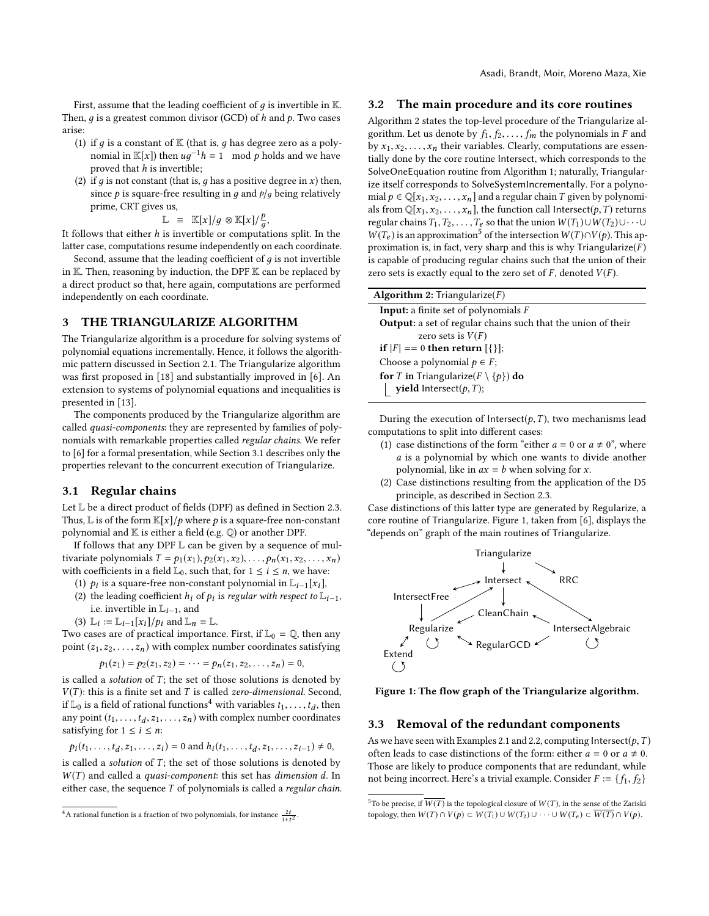First, assume that the leading coefficient of $g$ is invertible in $\mathbb{K}$. Then, $g$ is a greatest common divisor (GCD) of $h$ and $p$. Two cases arise:

1. if $g$ is a constant of $\mathbb{K}$ (that is, $g$ has degree zero as a polynomial in $\mathbb{K}[x]$) then $ug^{-1}h \equiv 1 \mod p$ holds and we have proved that $h$ is invertible;
2. if $g$ is not constant (that is, $g$ has a positive degree in $x$) then, since $p$ is square-free resulting in $g$ and $p/g$ being relatively prime, CRT gives us,

$$\mathbb{L} \equiv \mathbb{K}[x]/g \otimes \mathbb{K}[x]/\frac{p}{g},$$

It follows that either $h$ is invertible or computations split. In the latter case, computations resume independently on each coordinate.

Second, assume that the leading coefficient of $g$ is not invertible in $\mathbb{K}$. Then, reasoning by induction, the DPF $\mathbb{K}$ can be replaced by a direct product so that, here again, computations are performed independently on each coordinate.

## 3 THE TRIANGULARIZE ALGORITHM

The Triangularize algorithm is a procedure for solving systems of polynomial equations incrementally. Hence, it follows the algorithmic pattern discussed in Section 2.1. The Triangularize algorithm was first proposed in [18] and substantially improved in [6]. An extension to systems of polynomial equations and inequalities is presented in [13].

The components produced by the Triangularize algorithm are called *quasi-components*: they are represented by families of polynomials with remarkable properties called *regular chains*. We refer to [6] for a formal presentation, while Section 3.1 describes only the properties relevant to the concurrent execution of Triangularize.

### 3.1 Regular chains

Let $\mathbb{L}$ be a direct product of fields (DPF) as defined in Section 2.3. Thus, $\mathbb{L}$ is of the form $\mathbb{K}[x]/p$ where $p$ is a square-free non-constant polynomial and $\mathbb{K}$ is either a field (e.g. $\mathbb{Q}$) or another DPF.

If follows that any DPF $\mathbb{L}$ can be given by a sequence of multivariate polynomials $T = p_1(x_1), p_2(x_1, x_2), \ldots, p_n(x_1, x_2, \ldots, x_n)$ with coefficients in a field $\mathbb{L}_0$, such that, for $1 \leq i \leq n$, we have:

1. $p_i$ is a square-free non-constant polynomial in $\mathbb{L}_{i-1}[x_i]$,
2. the leading coefficient $h_i$ of $p_i$ is *regular with respect to* $\mathbb{L}_{i-1}$, i.e. invertible in $\mathbb{L}_{i-1}$, and
3. $\mathbb{L}_i := \mathbb{L}_{i-1}[x_i]/p_i$ and $\mathbb{L}_n = \mathbb{L}$.

Two cases are of practical importance. First, if $\mathbb{L}_0 = \mathbb{Q}$, then any point $(z_1, z_2, \ldots, z_n)$ with complex number coordinates satisfying

$$p_1(z_1) = p_2(z_1, z_2) = \cdots = p_n(z_1, z_2, \ldots, z_n) = 0,$$

is called a *solution* of $T$; the set of those solutions is denoted by $V(T)$: this is a finite set and $T$ is called *zero-dimensional*. Second, if $\mathbb{L}_0$ is a field of rational functions[4] with variables $t_1, \ldots, t_d$, then any point $(t_1, \ldots, t_d, z_1, \ldots, z_n)$ with complex number coordinates satisfying for $1 \leq i \leq n$:

$$p_i(t_1, \ldots, t_d, z_1, \ldots, z_i) = 0 \text{ and } h_i(t_1, \ldots, t_d, z_1, \ldots, z_{i-1}) \neq 0,$$

is called a *solution* of $T$; the set of those solutions is denoted by $W(T)$ and called a *quasi-component*: this set has *dimension* $d$. In either case, the sequence $T$ of polynomials is called a *regular chain*.

[4] A rational function is a fraction of two polynomials, for instance $\frac{2t}{1+t^2}$.

### 3.2 The main procedure and its core routines

Algorithm 2 states the top-level procedure of the Triangularize algorithm. Let us denote by $f_1, f_2, \ldots, f_m$ the polynomials in $F$ and by $x_1, x_2, \ldots, x_n$ their variables. Clearly, computations are essentially done by the core routine Intersect, which corresponds to the SolveOneEquation routine from Algorithm 1; naturally, Triangularize itself corresponds to SolveSystemIncrementally. For a polynomial $p \in \mathbb{Q}[x_1, x_2, \ldots, x_n]$ and a regular chain $T$ given by polynomials from $\mathbb{Q}[x_1, x_2, \ldots, x_n]$, the function call Intersect$(p, T)$ returns regular chains $T_1, T_2, \ldots, T_e$ so that the union $W(T_1) \cup W(T_2) \cup \cdots \cup W(T_e)$ is an approximation[5] of the intersection $W(T) \cap V(p)$. This approximation is, in fact, very sharp and this is why Triangularize$(F)$ is capable of producing regular chains such that the union of their zero sets is exactly equal to the zero set of $F$, denoted $V(F)$.

**Algorithm 2:** Triangularize$(F)$

```
Input: a finite set of polynomials F
Output: a set of regular chains such that the union of their
        zero sets is V(F)
if |F| == 0 then return [{}];
Choose a polynomial p ∈ F;
for T in Triangularize(F \ {p}) do
    yield Intersect(p, T);
```

During the execution of Intersect$(p, T)$, two mechanisms lead computations to split into different cases:

1. case distinctions of the form "either $a = 0$ or $a \neq 0$", where $a$ is a polynomial by which one wants to divide another polynomial, like in $ax = b$ when solving for $x$.
2. Case distinctions resulting from the application of the D5 principle, as described in Section 2.3.

Case distinctions of this latter type are generated by Regularize, a core routine of Triangularize. Figure 1, taken from [6], displays the "depends on" graph of the main routines of Triangularize.

**Figure 1: The flow graph of the Triangularize algorithm.**

### 3.3 Removal of the redundant components

As we have seen with Examples 2.1 and 2.2, computing Intersect$(p, T)$ often leads to case distinctions of the form: either $a = 0$ or $a \neq 0$. Those are likely to produce components that are redundant, while not being incorrect. Here's a trivial example. Consider $F := \{f_1, f_2\}$

[5] To be precise, if $\overline{W(T)}$ is the topological closure of $W(T)$, in the sense of the Zariski topology, then $W(T) \cap V(p) \subset W(T_1) \cup W(T_2) \cup \cdots \cup W(T_e) \subset \overline{W(T)} \cap V(p)$.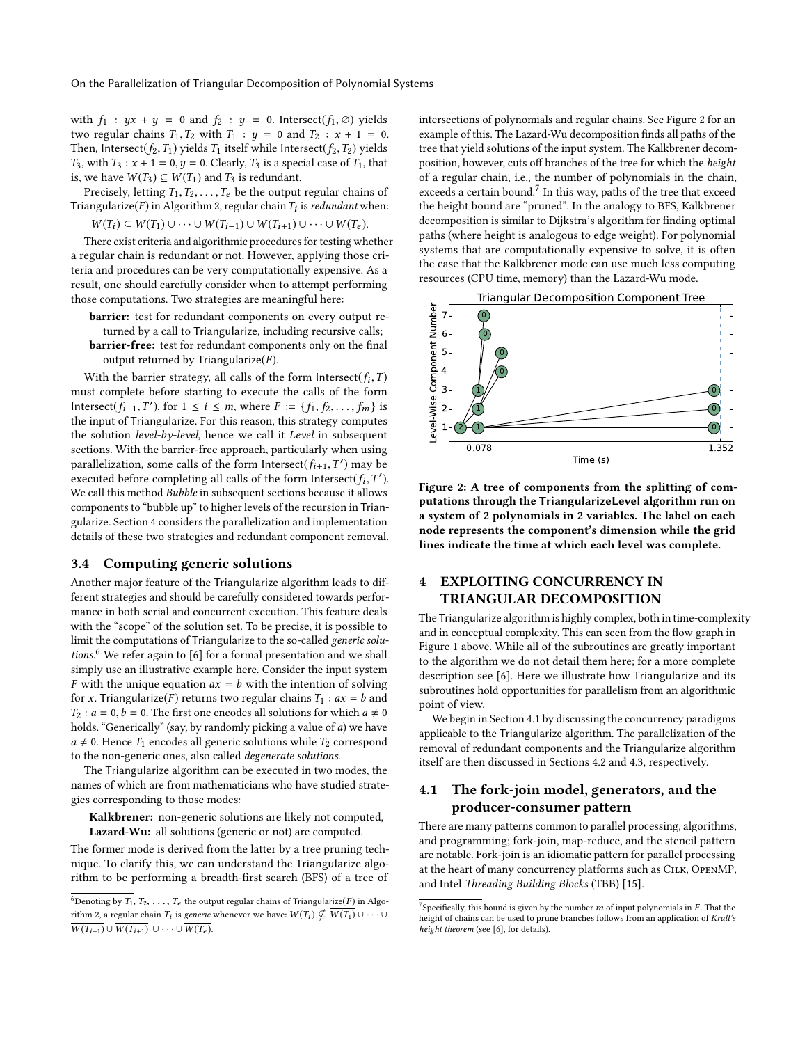with $f_1 : yx + y = 0$ and $f_2 : y = 0$. Intersect$(f_1, \varnothing)$ yields two regular chains $T_1, T_2$ with $T_1 : y = 0$ and $T_2 : x + 1 = 0$. Then, Intersect$(f_2, T_1)$ yields $T_1$ itself while Intersect$(f_2, T_2)$ yields $T_3$, with $T_3 : x + 1 = 0, y = 0$. Clearly, $T_3$ is a special case of $T_1$, that is, we have $W(T_3) \subseteq W(T_1)$ and $T_3$ is redundant.

Precisely, letting $T_1, T_2, \ldots, T_e$ be the output regular chains of Triangularize$(F)$ in Algorithm 2, regular chain $T_i$ is *redundant* when:

$$W(T_i) \subseteq W(T_1) \cup \cdots \cup W(T_{i-1}) \cup W(T_{i+1}) \cup \cdots \cup W(T_e).$$

There exist criteria and algorithmic procedures for testing whether a regular chain is redundant or not. However, applying those criteria and procedures can be very computationally expensive. As a result, one should carefully consider when to attempt performing those computations. Two strategies are meaningful here:

**barrier:** test for redundant components on every output returned by a call to Triangularize, including recursive calls;

**barrier-free:** test for redundant components only on the final output returned by Triangularize$(F)$.

With the barrier strategy, all calls of the form Intersect$(f_i, T)$ must complete before starting to execute the calls of the form Intersect$(f_{i+1}, T')$, for $1 \leq i \leq m$, where $F := \{f_1, f_2, \ldots, f_m\}$ is the input of Triangularize. For this reason, this strategy computes the solution *level-by-level*, hence we call it *Level* in subsequent sections. With the barrier-free approach, particularly when using parallelization, some calls of the form Intersect$(f_{i+1}, T')$ may be executed before completing all calls of the form Intersect$(f_i, T')$. We call this method *Bubble* in subsequent sections because it allows components to "bubble up" to higher levels of the recursion in Triangularize. Section 4 considers the parallelization and implementation details of these two strategies and redundant component removal.

### 3.4 Computing generic solutions

Another major feature of the Triangularize algorithm leads to different strategies and should be carefully considered towards performance in both serial and concurrent execution. This feature deals with the "scope" of the solution set. To be precise, it is possible to limit the computations of Triangularize to the so-called *generic solutions*.[6] We refer again to [6] for a formal presentation and we shall simply use an illustrative example here. Consider the input system $F$ with the unique equation $ax = b$ with the intention of solving for $x$. Triangularize$(F)$ returns two regular chains $T_1 : ax = b$ and $T_2 : a = 0, b = 0$. The first one encodes all solutions for which $a \neq 0$ holds. "Generically" (say, by randomly picking a value of $a$) we have $a \neq 0$. Hence $T_1$ encodes all generic solutions while $T_2$ correspond to the non-generic ones, also called *degenerate solutions*.

The Triangularize algorithm can be executed in two modes, the names of which are from mathematicians who have studied strategies corresponding to those modes:

**Kalkbrener:** non-generic solutions are likely not computed,
**Lazard-Wu:** all solutions (generic or not) are computed.

The former mode is derived from the latter by a tree pruning technique. To clarify this, we can understand the Triangularize algorithm to be performing a breadth-first search (BFS) of a tree of intersections of polynomials and regular chains. See Figure 2 for an example of this. The Lazard-Wu decomposition finds all paths of the tree that yield solutions of the input system. The Kalkbrener decomposition, however, cuts off branches of the tree for which the *height* of a regular chain, i.e., the number of polynomials in the chain, exceeds a certain bound.[7] In this way, paths of the tree that exceed the height bound are "pruned". In the analogy to BFS, Kalkbrener decomposition is similar to Dijkstra's algorithm for finding optimal paths (where height is analogous to edge weight). For polynomial systems that are computationally expensive to solve, it is often the case that the Kalkbrener mode can use much less computing resources (CPU time, memory) than the Lazard-Wu mode.

**Figure 2: A tree of components from the splitting of computations through the TriangularizeLevel algorithm run on a system of 2 polynomials in 2 variables. The label on each node represents the component's dimension while the grid lines indicate the time at which each level was complete.**

## 4 EXPLOITING CONCURRENCY IN TRIANGULAR DECOMPOSITION

The Triangularize algorithm is highly complex, both in time-complexity and in conceptual complexity. This can seen from the flow graph in Figure 1 above. While all of the subroutines are greatly important to the algorithm we do not detail them here; for a more complete description see [6]. Here we illustrate how Triangularize and its subroutines hold opportunities for parallelism from an algorithmic point of view.

We begin in Section 4.1 by discussing the concurrency paradigms applicable to the Triangularize algorithm. The parallelization of the removal of redundant components and the Triangularize algorithm itself are then discussed in Sections 4.2 and 4.3, respectively.

### 4.1 The fork-join model, generators, and the producer-consumer pattern

There are many patterns common to parallel processing, algorithms, and programming; fork-join, map-reduce, and the stencil pattern are notable. Fork-join is an idiomatic pattern for parallel processing at the heart of many concurrency platforms such as Cilk, OpenMP, and Intel *Threading Building Blocks* (TBB) [15].

---

[6] Denoting by $T_1, T_2, \ldots, T_e$ the output regular chains of Triangularize$(F)$ in Algorithm 2, a regular chain $T_i$ is *generic* whenever we have: $W(T_i) \not\subseteq \overline{W(T_1)} \cup \cdots \cup \overline{W(T_{i-1})} \cup \overline{W(T_{i+1})} \cup \cdots \cup \overline{W(T_e)}$.

[7] Specifically, this bound is given by the number $m$ of input polynomials in $F$. That the height of chains can be used to prune branches follows from an application of *Krull's height theorem* (see [6], for details).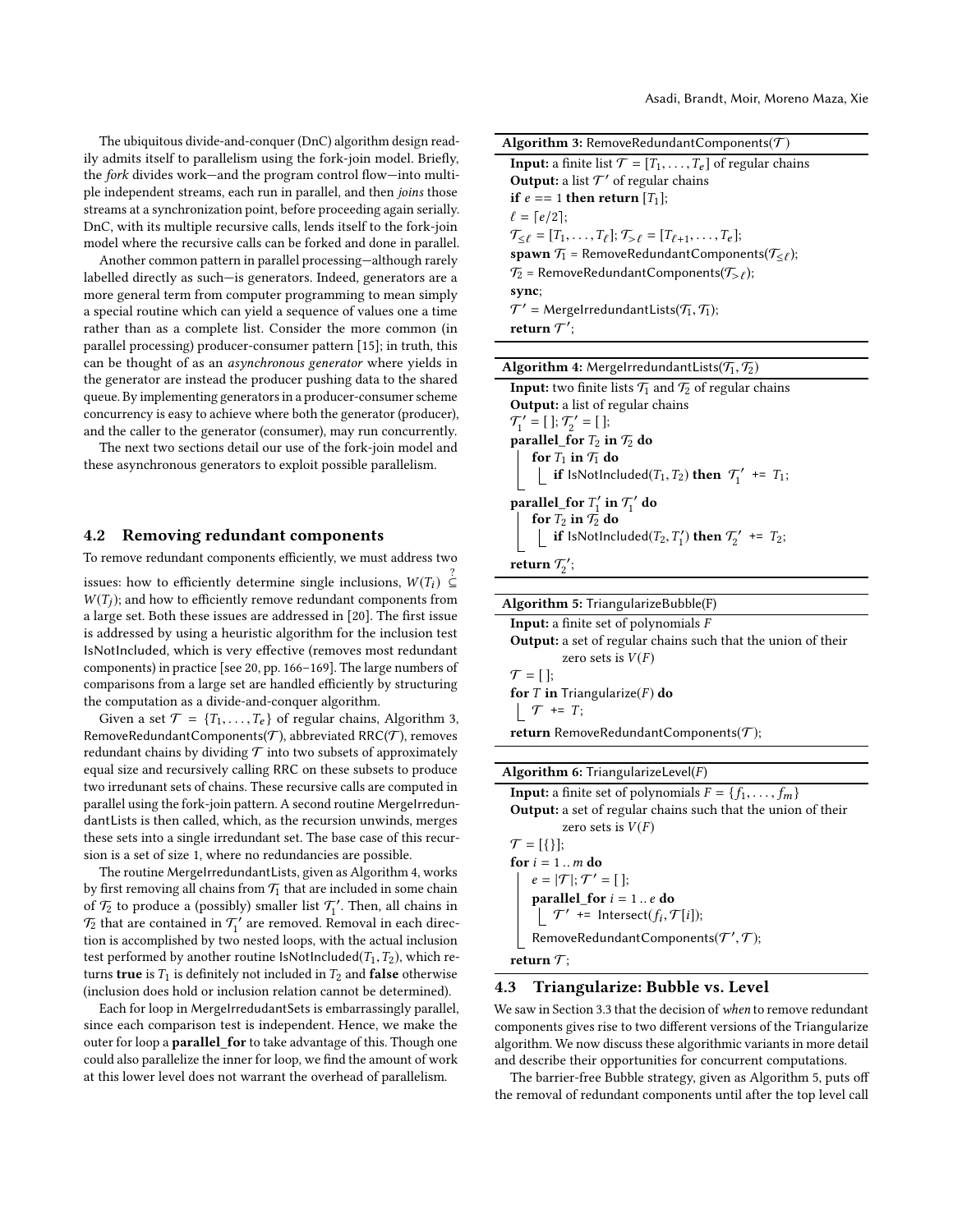The ubiquitous divide-and-conquer (DnC) algorithm design readily admits itself to parallelism using the fork-join model. Briefly, the *fork* divides work—and the program control flow—into multiple independent streams, each run in parallel, and then *joins* those streams at a synchronization point, before proceeding again serially. DnC, with its multiple recursive calls, lends itself to the fork-join model where the recursive calls can be forked and done in parallel.

Another common pattern in parallel processing—although rarely labelled directly as such—is generators. Indeed, generators are a more general term from computer programming to mean simply a special routine which can yield a sequence of values one a time rather than as a complete list. Consider the more common (in parallel processing) producer-consumer pattern [15]; in truth, this can be thought of as an *asynchronous generator* where yields in the generator are instead the producer pushing data to the shared queue. By implementing generators in a producer-consumer scheme concurrency is easy to achieve where both the generator (producer), and the caller to the generator (consumer), may run concurrently.

The next two sections detail our use of the fork-join model and these asynchronous generators to exploit possible parallelism.

## 4.2 Removing redundant components

To remove redundant components efficiently, we must address two issues: how to efficiently determine single inclusions, $W(T_i) \overset{?}{\subseteq} W(T_j)$; and how to efficiently remove redundant components from a large set. Both these issues are addressed in [20]. The first issue is addressed by using a heuristic algorithm for the inclusion test IsNotIncluded, which is very effective (removes most redundant components) in practice [see 20, pp. 166–169]. The large numbers of comparisons from a large set are handled efficiently by structuring the computation as a divide-and-conquer algorithm.

Given a set $\mathcal{T} = \{T_1, \ldots, T_e\}$ of regular chains, Algorithm 3, RemoveRedundantComponents($\mathcal{T}$), abbreviated RRC($\mathcal{T}$), removes redundant chains by dividing $\mathcal{T}$ into two subsets of approximately equal size and recursively calling RRC on these subsets to produce two irredundant sets of chains. These recursive calls are computed in parallel using the fork-join pattern. A second routine MergeIrredundantLists is then called, which, as the recursion unwinds, merges these sets into a single irredundant set. The base case of this recursion is a set of size 1, where no redundancies are possible.

The routine MergeIrredundantLists, given as Algorithm 4, works by first removing all chains from $\mathcal{T}_1$ that are included in some chain of $\mathcal{T}_2$ to produce a (possibly) smaller list $\mathcal{T}_1'$. Then, all chains in $\mathcal{T}_2$ that are contained in $\mathcal{T}_1'$ are removed. Removal in each direction is accomplished by two nested loops, with the actual inclusion test performed by another routine IsNotIncluded($T_1, T_2$), which returns **true** is $T_1$ is definitely not included in $T_2$ and **false** otherwise (inclusion does hold or inclusion relation cannot be determined).

Each for loop in MergeIrredudantSets is embarrassingly parallel, since each comparison test is independent. Hence, we make the outer for loop a **parallel_for** to take advantage of this. Though one could also parallelize the inner for loop, we find the amount of work at this lower level does not warrant the overhead of parallelism.

**Algorithm 3:** RemoveRedundantComponents($\mathcal{T}$)

```
Input: a finite list T = [T_1, ..., T_e] of regular chains
Output: a list T' of regular chains
if e == 1 then return [T_1];
ℓ = ⌈e/2⌉;
T_{≤ℓ} = [T_1, ..., T_ℓ]; T_{>ℓ} = [T_{ℓ+1}, ..., T_e];
spawn T_1 = RemoveRedundantComponents(T_{≤ℓ});
T_2 = RemoveRedundantComponents(T_{>ℓ});
sync;
T' = MergeIrredundantLists(T_1, T_1);
return T';
```

**Algorithm 4:** MergeIrredundantLists($\mathcal{T}_1, \mathcal{T}_2$)

```
Input: two finite lists T_1 and T_2 of regular chains
Output: a list of regular chains
T_1' = [ ]; T_2' = [ ];
parallel_for T_2 in T_2 do
    for T_1 in T_1 do
        if IsNotIncluded(T_1, T_2) then T_1' += T_1;
parallel_for T_1' in T_1' do
    for T_2 in T_2 do
        if IsNotIncluded(T_2, T_1') then T_2' += T_2;
return T_2';
```

**Algorithm 5:** TriangularizeBubble(F)

```
Input: a finite set of polynomials F
Output: a set of regular chains such that the union of their
        zero sets is V(F)
T = [ ];
for T in Triangularize(F) do
    T += T;
return RemoveRedundantComponents(T);
```

**Algorithm 6:** TriangularizeLevel(F)

```
Input: a finite set of polynomials F = {f_1, ..., f_m}
Output: a set of regular chains such that the union of their
        zero sets is V(F)
T = [{}];
for i = 1 .. m do
    e = |T|; T' = [ ];
    parallel_for i = 1 .. e do
        T' += Intersect(f_i, T[i]);
    RemoveRedundantComponents(T', T);
return T;
```

## 4.3 Triangularize: Bubble vs. Level

We saw in Section 3.3 that the decision of *when* to remove redundant components gives rise to two different versions of the Triangularize algorithm. We now discuss these algorithmic variants in more detail and describe their opportunities for concurrent computations.

The barrier-free Bubble strategy, given as Algorithm 5, puts off the removal of redundant components until after the top level call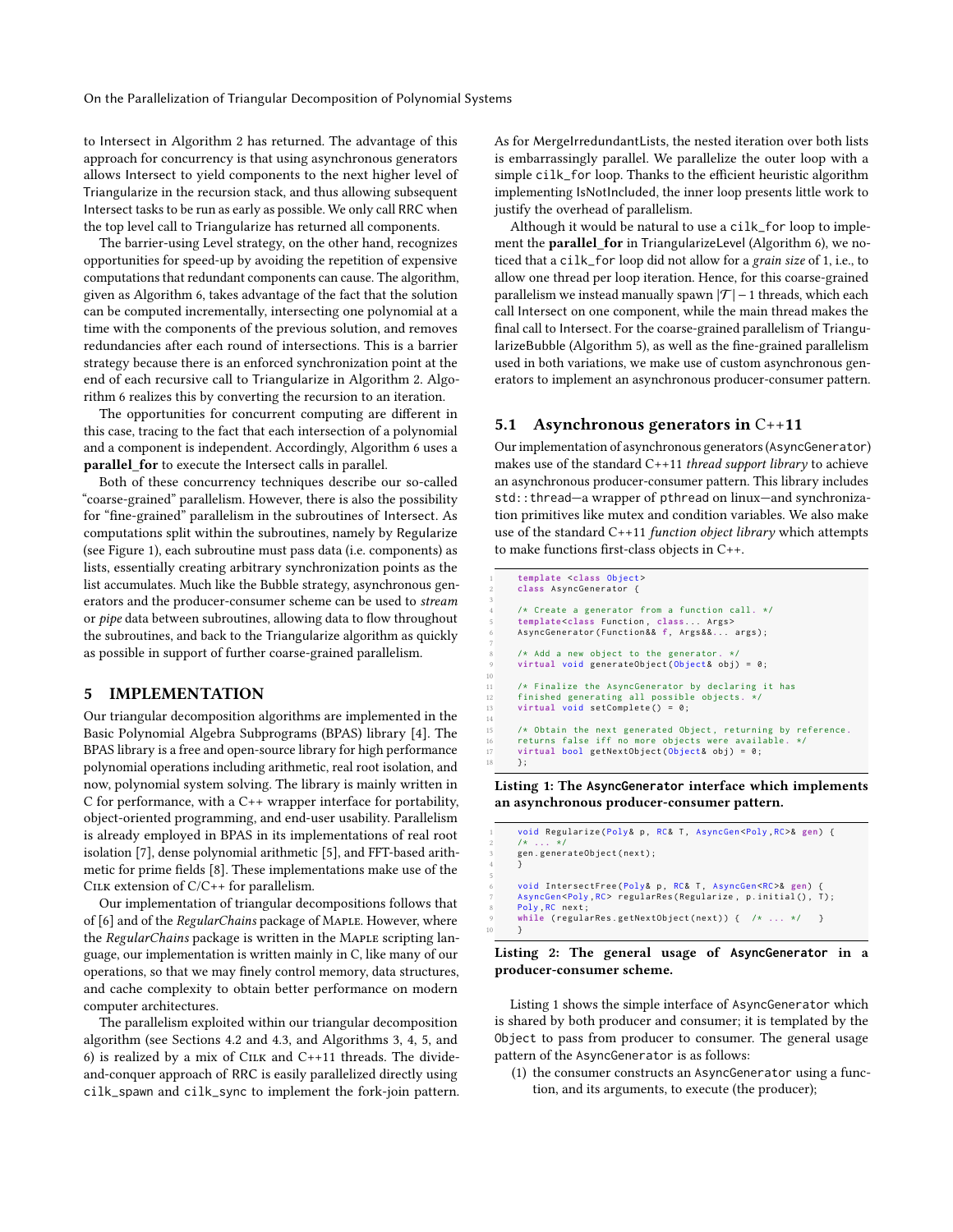to Intersect in Algorithm 2 has returned. The advantage of this approach for concurrency is that using asynchronous generators allows Intersect to yield components to the next higher level of Triangularize in the recursion stack, and thus allowing subsequent Intersect tasks to be run as early as possible. We only call RRC when the top level call to Triangularize has returned all components.

The barrier-using Level strategy, on the other hand, recognizes opportunities for speed-up by avoiding the repetition of expensive computations that redundant components can cause. The algorithm, given as Algorithm 6, takes advantage of the fact that the solution can be computed incrementally, intersecting one polynomial at a time with the components of the previous solution, and removes redundancies after each round of intersections. This is a barrier strategy because there is an enforced synchronization point at the end of each recursive call to Triangularize in Algorithm 2. Algorithm 6 realizes this by converting the recursion to an iteration.

The opportunities for concurrent computing are different in this case, tracing to the fact that each intersection of a polynomial and a component is independent. Accordingly, Algorithm 6 uses a **parallel_for** to execute the Intersect calls in parallel.

Both of these concurrency techniques describe our so-called "coarse-grained" parallelism. However, there is also the possibility for "fine-grained" parallelism in the subroutines of Intersect. As computations split within the subroutines, namely by Regularize (see Figure 1), each subroutine must pass data (i.e. components) as lists, essentially creating arbitrary synchronization points as the list accumulates. Much like the Bubble strategy, asynchronous generators and the producer-consumer scheme can be used to *stream* or *pipe* data between subroutines, allowing data to flow throughout the subroutines, and back to the Triangularize algorithm as quickly as possible in support of further coarse-grained parallelism.

## 5 IMPLEMENTATION

Our triangular decomposition algorithms are implemented in the Basic Polynomial Algebra Subprograms (BPAS) library [4]. The BPAS library is a free and open-source library for high performance polynomial operations including arithmetic, real root isolation, and now, polynomial system solving. The library is mainly written in C for performance, with a C++ wrapper interface for portability, object-oriented programming, and end-user usability. Parallelism is already employed in BPAS in its implementations of real root isolation [7], dense polynomial arithmetic [5], and FFT-based arithmetic for prime fields [8]. These implementations make use of the Cilk extension of C/C++ for parallelism.

Our implementation of triangular decompositions follows that of [6] and of the *RegularChains* package of Maple. However, where the *RegularChains* package is written in the Maple scripting language, our implementation is written mainly in C, like many of our operations, so that we may finely control memory, data structures, and cache complexity to obtain better performance on modern computer architectures.

The parallelism exploited within our triangular decomposition algorithm (see Sections 4.2 and 4.3, and Algorithms 3, 4, 5, and 6) is realized by a mix of Cilk and C++11 threads. The divide-and-conquer approach of RRC is easily parallelized directly using `cilk_spawn` and `cilk_sync` to implement the fork-join pattern. As for MergeIrredundantLists, the nested iteration over both lists is embarrassingly parallel. We parallelize the outer loop with a simple `cilk_for` loop. Thanks to the efficient heuristic algorithm implementing IsNotIncluded, the inner loop presents little work to justify the overhead of parallelism.

Although it would be natural to use a `cilk_for` loop to implement the **parallel_for** in TriangularizeLevel (Algorithm 6), we noticed that a `cilk_for` loop did not allow for a *grain size* of 1, i.e., to allow one thread per loop iteration. Hence, for this coarse-grained parallelism we instead manually spawn $|\mathcal{T}| - 1$ threads, which each call Intersect on one component, while the main thread makes the final call to Intersect. For the coarse-grained parallelism of TriangularizeBubble (Algorithm 5), as well as the fine-grained parallelism used in both variations, we make use of custom asynchronous generators to implement an asynchronous producer-consumer pattern.

### 5.1 Asynchronous generators in C++11

Our implementation of asynchronous generators (`AsyncGenerator`) makes use of the standard C++11 *thread support library* to achieve an asynchronous producer-consumer pattern. This library includes `std::thread`—a wrapper of `pthread` on linux—and synchronization primitives like mutex and condition variables. We also make use of the standard C++11 *function object library* which attempts to make functions first-class objects in C++.

```
template <class Object>
class AsyncGenerator {

/* Create a generator from a function call. */
template<class Function, class... Args>
AsyncGenerator(Function&& f, Args&&... args);

/* Add a new object to the generator. */
virtual void generateObject(Object& obj) = 0;

/* Finalize the AsyncGenerator by declaring it has
finished generating all possible objects. */
virtual void setComplete() = 0;

/* Obtain the next generated Object, returning by reference.
returns false iff no more objects were available. */
virtual bool getNextObject(Object& obj) = 0;
};
```

**Listing 1: The `AsyncGenerator` interface which implements an asynchronous producer-consumer pattern.**

```
void Regularize(Poly& p, RC& T, AsyncGen<Poly,RC>& gen) {
/* ... */
gen.generateObject(next);
}

void IntersectFree(Poly& p, RC& T, AsyncGen<RC>& gen) {
AsyncGen<Poly,RC> regularRes(Regularize, p.initial(), T);
Poly,RC next;
while (regularRes.getNextObject(next)) {  /* ... */   }
}
```

**Listing 2: The general usage of `AsyncGenerator` in a producer-consumer scheme.**

Listing 1 shows the simple interface of `AsyncGenerator` which is shared by both producer and consumer; it is templated by the `Object` to pass from producer to consumer. The general usage pattern of the `AsyncGenerator` is as follows:

(1) the consumer constructs an `AsyncGenerator` using a function, and its arguments, to execute (the producer);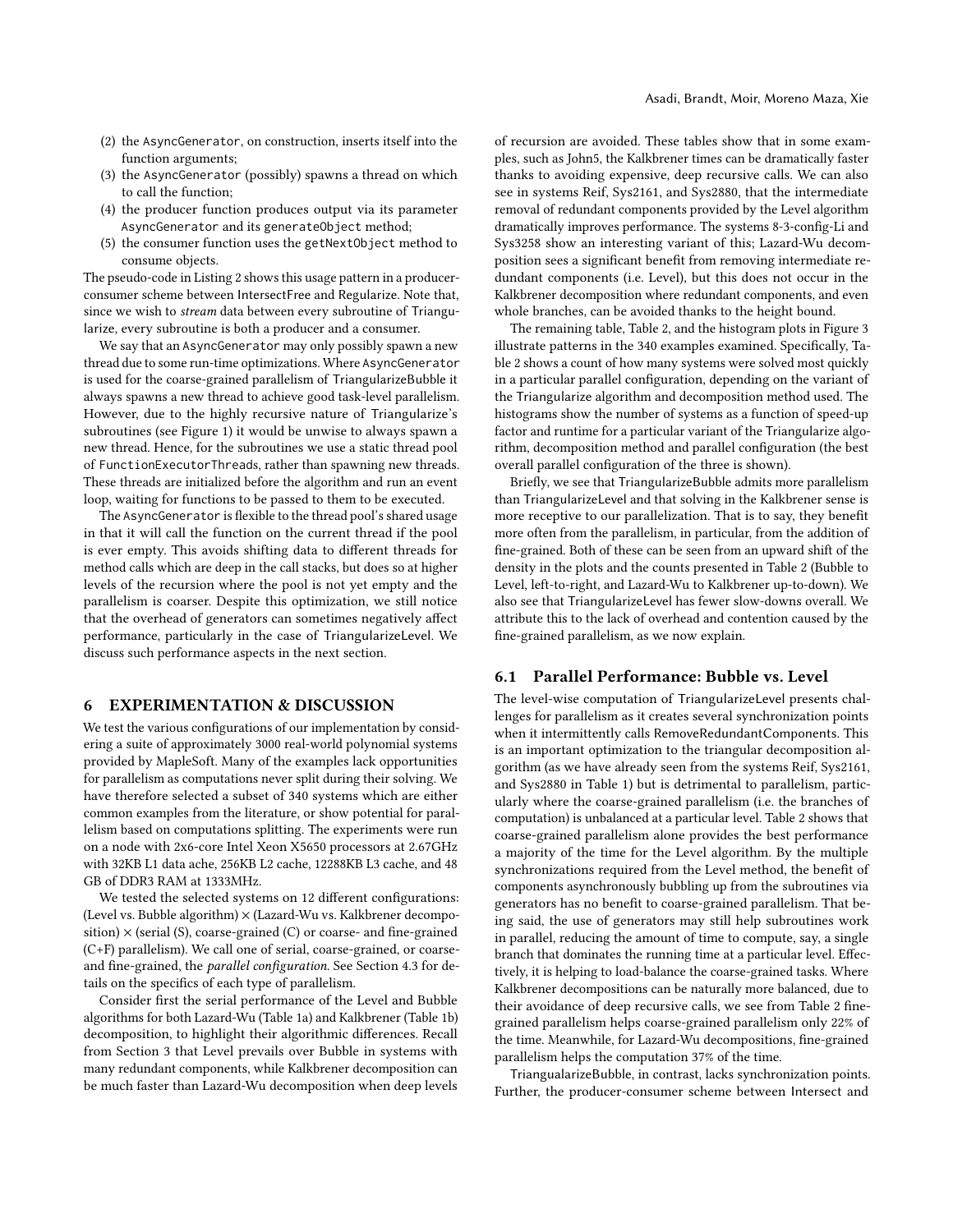(2) the AsyncGenerator, on construction, inserts itself into the function arguments;
(3) the AsyncGenerator (possibly) spawns a thread on which to call the function;
(4) the producer function produces output via its parameter AsyncGenerator and its generateObject method;
(5) the consumer function uses the getNextObject method to consume objects.

The pseudo-code in Listing 2 shows this usage pattern in a producer-consumer scheme between IntersectFree and Regularize. Note that, since we wish to *stream* data between every subroutine of Triangularize, every subroutine is both a producer and a consumer.

We say that an AsyncGenerator may only possibly spawn a new thread due to some run-time optimizations. Where AsyncGenerator is used for the coarse-grained parallelism of TriangularizeBubble it always spawns a new thread to achieve good task-level parallelism. However, due to the highly recursive nature of Triangularize's subroutines (see Figure 1) it would be unwise to always spawn a new thread. Hence, for the subroutines we use a static thread pool of FunctionExecutorThreads, rather than spawning new threads. These threads are initialized before the algorithm and run an event loop, waiting for functions to be passed to them to be executed.

The AsyncGenerator is flexible to the thread pool's shared usage in that it will call the function on the current thread if the pool is ever empty. This avoids shifting data to different threads for method calls which are deep in the call stacks, but does so at higher levels of the recursion where the pool is not yet empty and the parallelism is coarser. Despite this optimization, we still notice that the overhead of generators can sometimes negatively affect performance, particularly in the case of TriangularizeLevel. We discuss such performance aspects in the next section.

## 6 EXPERIMENTATION & DISCUSSION

We test the various configurations of our implementation by considering a suite of approximately 3000 real-world polynomial systems provided by MapleSoft. Many of the examples lack opportunities for parallelism as computations never split during their solving. We have therefore selected a subset of 340 systems which are either common examples from the literature, or show potential for parallelism based on computations splitting. The experiments were run on a node with 2x6-core Intel Xeon X5650 processors at 2.67GHz with 32KB L1 data ache, 256KB L2 cache, 12288KB L3 cache, and 48 GB of DDR3 RAM at 1333MHz.

We tested the selected systems on 12 different configurations: (Level vs. Bubble algorithm) × (Lazard-Wu vs. Kalkbrener decomposition) × (serial (S), coarse-grained (C) or coarse- and fine-grained (C+F) parallelism). We call one of serial, coarse-grained, or coarse- and fine-grained, the *parallel configuration*. See Section 4.3 for details on the specifics of each type of parallelism.

Consider first the serial performance of the Level and Bubble algorithms for both Lazard-Wu (Table 1a) and Kalkbrener (Table 1b) decomposition, to highlight their algorithmic differences. Recall from Section 3 that Level prevails over Bubble in systems with many redundant components, while Kalkbrener decomposition can be much faster than Lazard-Wu decomposition when deep levels of recursion are avoided. These tables show that in some examples, such as John5, the Kalkbrener times can be dramatically faster thanks to avoiding expensive, deep recursive calls. We can also see in systems Reif, Sys2161, and Sys2880, that the intermediate removal of redundant components provided by the Level algorithm dramatically improves performance. The systems 8-3-config-Li and Sys3258 show an interesting variant of this; Lazard-Wu decomposition sees a significant benefit from removing intermediate redundant components (i.e. Level), but this does not occur in the Kalkbrener decomposition where redundant components, and even whole branches, can be avoided thanks to the height bound.

The remaining table, Table 2, and the histogram plots in Figure 3 illustrate patterns in the 340 examples examined. Specifically, Table 2 shows a count of how many systems were solved most quickly in a particular parallel configuration, depending on the variant of the Triangularize algorithm and decomposition method used. The histograms show the number of systems as a function of speed-up factor and runtime for a particular variant of the Triangularize algorithm, decomposition method and parallel configuration (the best overall parallel configuration of the three is shown).

Briefly, we see that TriangularizeBubble admits more parallelism than TriangularizeLevel and that solving in the Kalkbrener sense is more receptive to our parallelization. That is to say, they benefit more often from the parallelism, in particular, from the addition of fine-grained. Both of these can be seen from an upward shift of the density in the plots and the counts presented in Table 2 (Bubble to Level, left-to-right, and Lazard-Wu to Kalkbrener up-to-down). We also see that TriangularizeLevel has fewer slow-downs overall. We attribute this to the lack of overhead and contention caused by the fine-grained parallelism, as we now explain.

### 6.1 Parallel Performance: Bubble vs. Level

The level-wise computation of TriangularizeLevel presents challenges for parallelism as it creates several synchronization points when it intermittently calls RemoveRedundantComponents. This is an important optimization to the triangular decomposition algorithm (as we have already seen from the systems Reif, Sys2161, and Sys2880 in Table 1) but is detrimental to parallelism, particularly where the coarse-grained parallelism (i.e. the branches of computation) is unbalanced at a particular level. Table 2 shows that coarse-grained parallelism alone provides the best performance a majority of the time for the Level algorithm. By the multiple synchronizations required from the Level method, the benefit of components asynchronously bubbling up from the subroutines via generators has no benefit to coarse-grained parallelism. That being said, the use of generators may still help subroutines work in parallel, reducing the amount of time to compute, say, a single branch that dominates the running time at a particular level. Effectively, it is helping to load-balance the coarse-grained tasks. Where Kalkbrener decompositions can be naturally more balanced, due to their avoidance of deep recursive calls, we see from Table 2 fine-grained parallelism helps coarse-grained parallelism only 22% of the time. Meanwhile, for Lazard-Wu decompositions, fine-grained parallelism helps the computation 37% of the time.

TriangualarizeBubble, in contrast, lacks synchronization points. Further, the producer-consumer scheme between Intersect and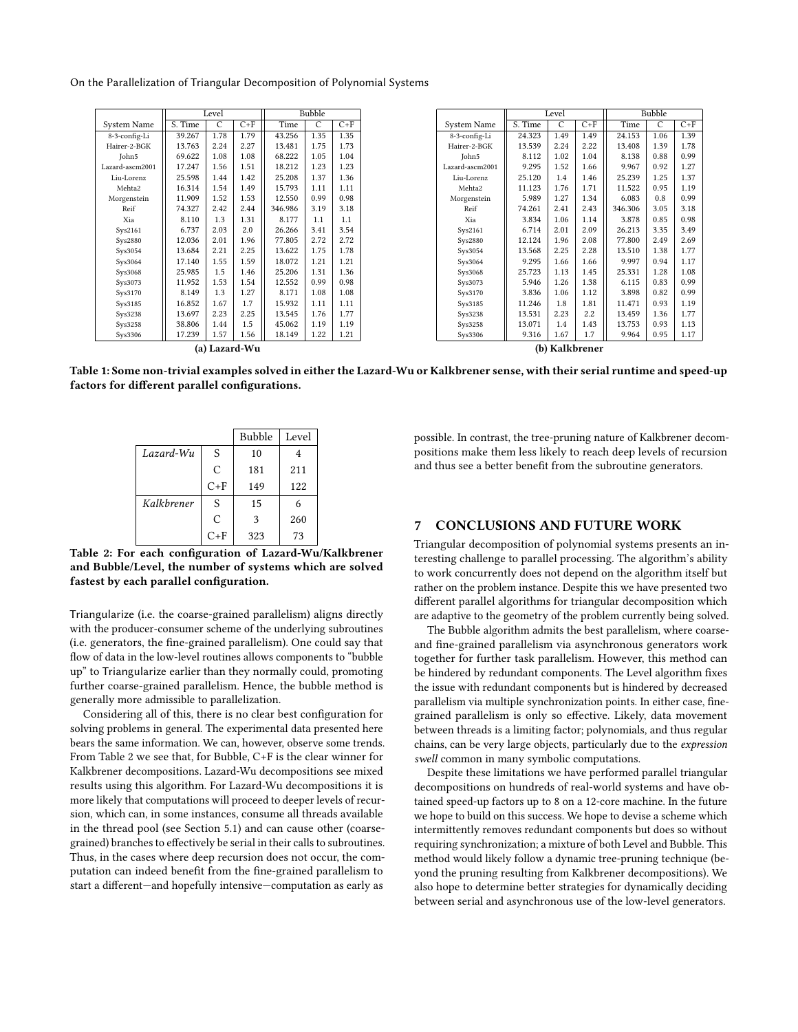| System Name | Level |  |  | Bubble |  |  |
|---|---|---|---|---|---|---|
|  | S. Time | C | C+F | Time | C | C+F |
| 8-3-config-Li | 39.267 | 1.78 | 1.79 | 43.256 | 1.35 | 1.35 |
| Hairer-2-BGK | 13.763 | 2.24 | 2.27 | 13.481 | 1.75 | 1.73 |
| John5 | 69.622 | 1.08 | 1.08 | 68.222 | 1.05 | 1.04 |
| Lazard-ascm2001 | 17.247 | 1.56 | 1.51 | 18.212 | 1.23 | 1.23 |
| Liu-Lorenz | 25.598 | 1.44 | 1.42 | 25.208 | 1.37 | 1.36 |
| Mehta2 | 16.314 | 1.54 | 1.49 | 15.793 | 1.11 | 1.11 |
| Morgenstein | 11.909 | 1.52 | 1.53 | 12.550 | 0.99 | 0.98 |
| Reif | 74.327 | 2.42 | 2.44 | 346.986 | 3.19 | 3.18 |
| Xia | 8.110 | 1.3 | 1.31 | 8.177 | 1.1 | 1.1 |
| Sys2161 | 6.737 | 2.03 | 2.0 | 26.266 | 3.41 | 3.54 |
| Sys2880 | 12.036 | 2.01 | 1.96 | 77.805 | 2.72 | 2.72 |
| Sys3054 | 13.684 | 2.21 | 2.25 | 13.622 | 1.75 | 1.78 |
| Sys3064 | 17.140 | 1.55 | 1.59 | 18.072 | 1.21 | 1.21 |
| Sys3068 | 25.985 | 1.5 | 1.46 | 25.206 | 1.31 | 1.36 |
| Sys3073 | 11.952 | 1.53 | 1.54 | 12.552 | 0.99 | 0.98 |
| Sys3170 | 8.149 | 1.3 | 1.27 | 8.171 | 1.08 | 1.08 |
| Sys3185 | 16.852 | 1.67 | 1.7 | 15.932 | 1.11 | 1.11 |
| Sys3238 | 13.697 | 2.23 | 2.25 | 13.545 | 1.76 | 1.77 |
| Sys3258 | 38.806 | 1.44 | 1.5 | 45.062 | 1.19 | 1.19 |
| Sys3306 | 17.239 | 1.57 | 1.56 | 18.149 | 1.22 | 1.21 |

**(a) Lazard-Wu**

| System Name | Level |  |  | Bubble |  |  |
|---|---|---|---|---|---|---|
|  | S. Time | C | C+F | Time | C | C+F |
| 8-3-config-Li | 24.323 | 1.49 | 1.49 | 24.153 | 1.06 | 1.39 |
| Hairer-2-BGK | 13.539 | 2.24 | 2.22 | 13.408 | 1.39 | 1.78 |
| John5 | 8.112 | 1.02 | 1.04 | 8.138 | 0.88 | 0.99 |
| Lazard-ascm2001 | 9.295 | 1.52 | 1.66 | 9.967 | 0.92 | 1.27 |
| Liu-Lorenz | 25.120 | 1.4 | 1.46 | 25.239 | 1.25 | 1.37 |
| Mehta2 | 11.123 | 1.76 | 1.71 | 11.522 | 0.95 | 1.19 |
| Morgenstein | 5.989 | 1.27 | 1.34 | 6.083 | 0.8 | 0.99 |
| Reif | 74.261 | 2.41 | 2.43 | 346.306 | 3.05 | 3.18 |
| Xia | 3.834 | 1.06 | 1.14 | 3.878 | 0.85 | 0.98 |
| Sys2161 | 6.714 | 2.01 | 2.09 | 26.213 | 3.35 | 3.49 |
| Sys2880 | 12.124 | 1.96 | 2.08 | 77.800 | 2.49 | 2.69 |
| Sys3054 | 13.568 | 2.25 | 2.28 | 13.510 | 1.38 | 1.77 |
| Sys3064 | 9.295 | 1.66 | 1.66 | 9.997 | 0.94 | 1.17 |
| Sys3068 | 25.723 | 1.13 | 1.45 | 25.331 | 1.28 | 1.08 |
| Sys3073 | 5.946 | 1.26 | 1.38 | 6.115 | 0.83 | 0.99 |
| Sys3170 | 3.836 | 1.06 | 1.12 | 3.898 | 0.82 | 0.99 |
| Sys3185 | 11.246 | 1.8 | 1.81 | 11.471 | 0.93 | 1.19 |
| Sys3238 | 13.531 | 2.23 | 2.2 | 13.459 | 1.36 | 1.77 |
| Sys3258 | 13.071 | 1.4 | 1.43 | 13.753 | 0.93 | 1.13 |
| Sys3306 | 9.316 | 1.67 | 1.7 | 9.964 | 0.95 | 1.17 |

**(b) Kalkbrener**

**Table 1: Some non-trivial examples solved in either the Lazard-Wu or Kalkbrener sense, with their serial runtime and speed-up factors for different parallel configurations.**

|  |  | Bubble | Level |
|---|---|---|---|
| *Lazard-Wu* | S | 10 | 4 |
|  | C | 181 | 211 |
|  | C+F | 149 | 122 |
| *Kalkbrener* | S | 15 | 6 |
|  | C | 3 | 260 |
|  | C+F | 323 | 73 |

**Table 2: For each configuration of Lazard-Wu/Kalkbrener and Bubble/Level, the number of systems which are solved fastest by each parallel configuration.**

Triangularize (i.e. the coarse-grained parallelism) aligns directly with the producer-consumer scheme of the underlying subroutines (i.e. generators, the fine-grained parallelism). One could say that flow of data in the low-level routines allows components to "bubble up" to Triangularize earlier than they normally could, promoting further coarse-grained parallelism. Hence, the bubble method is generally more admissible to parallelization.

Considering all of this, there is no clear best configuration for solving problems in general. The experimental data presented here bears the same information. We can, however, observe some trends. From Table 2 we see that, for Bubble, C+F is the clear winner for Kalkbrener decompositions. Lazard-Wu decompositions see mixed results using this algorithm. For Lazard-Wu decompositions it is more likely that computations will proceed to deeper levels of recursion, which can, in some instances, consume all threads available in the thread pool (see Section 5.1) and can cause other (coarse-grained) branches to effectively be serial in their calls to subroutines. Thus, in the cases where deep recursion does not occur, the computation can indeed benefit from the fine-grained parallelism to start a different—and hopefully intensive—computation as early as possible. In contrast, the tree-pruning nature of Kalkbrener decompositions make them less likely to reach deep levels of recursion and thus see a better benefit from the subroutine generators.

## 7 CONCLUSIONS AND FUTURE WORK

Triangular decomposition of polynomial systems presents an interesting challenge to parallel processing. The algorithm's ability to work concurrently does not depend on the algorithm itself but rather on the problem instance. Despite this we have presented two different parallel algorithms for triangular decomposition which are adaptive to the geometry of the problem currently being solved.

The Bubble algorithm admits the best parallelism, where coarse- and fine-grained parallelism via asynchronous generators work together for further task parallelism. However, this method can be hindered by redundant components. The Level algorithm fixes the issue with redundant components but is hindered by decreased parallelism via multiple synchronization points. In either case, fine-grained parallelism is only so effective. Likely, data movement between threads is a limiting factor; polynomials, and thus regular chains, can be very large objects, particularly due to the *expression swell* common in many symbolic computations.

Despite these limitations we have performed parallel triangular decompositions on hundreds of real-world systems and have obtained speed-up factors up to 8 on a 12-core machine. In the future we hope to build on this success. We hope to devise a scheme which intermittently removes redundant components but does so without requiring synchronization; a mixture of both Level and Bubble. This method would likely follow a dynamic tree-pruning technique (beyond the pruning resulting from Kalkbrener decompositions). We also hope to determine better strategies for dynamically deciding between serial and asynchronous use of the low-level generators.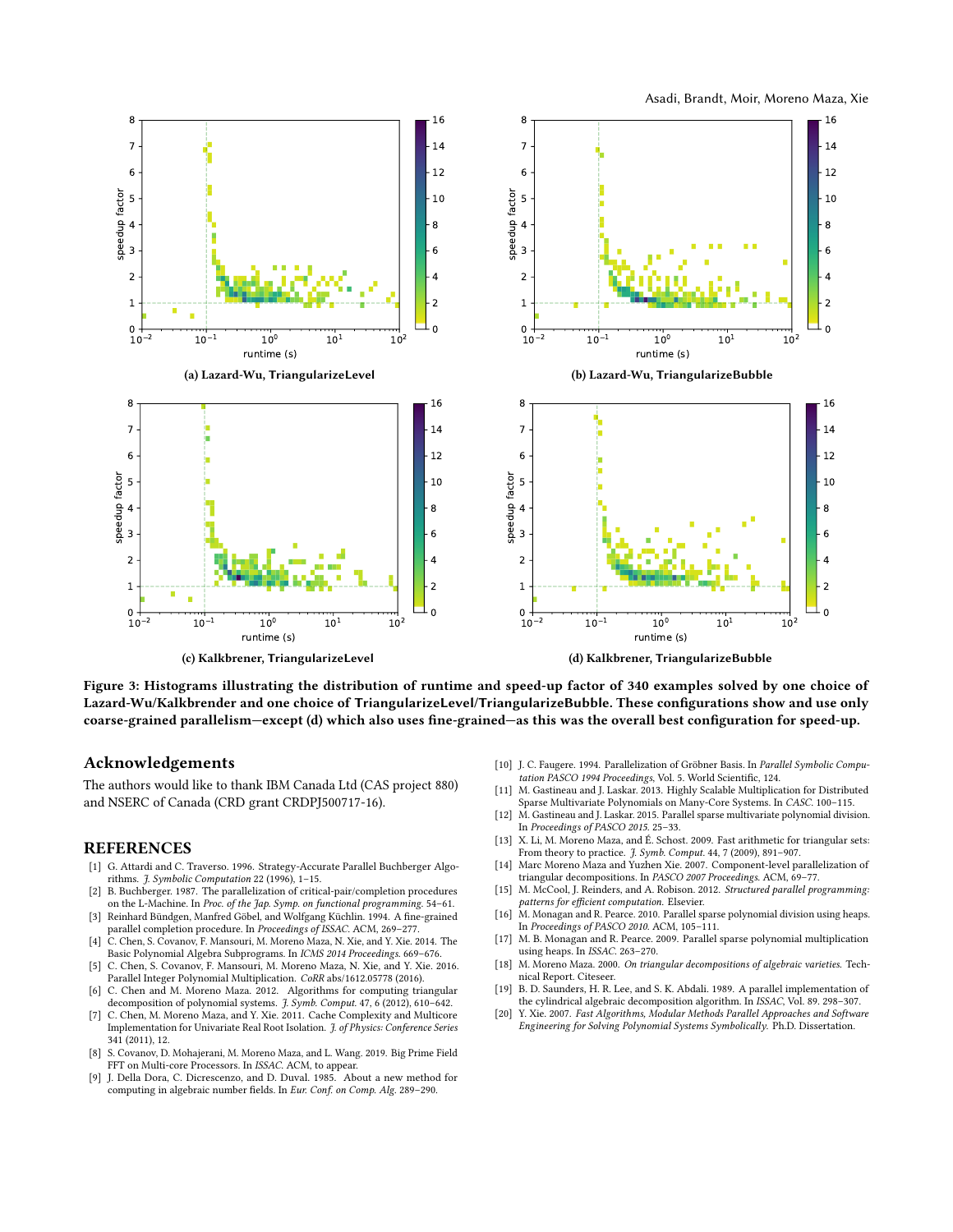8
7
6
5
4
3
2
1
0
speedup factor
$10^{-2}$ $10^{-1}$ $10^{0}$ $10^{1}$ $10^{2}$
runtime (s)
16
14
12
10
8
6
4
2
0

**(a) Lazard-Wu, TriangularizeLevel**

8
7
6
5
4
3
2
1
0
speedup factor
$10^{-2}$ $10^{-1}$ $10^{0}$ $10^{1}$ $10^{2}$
runtime (s)
16
14
12
10
8
6
4
2
0

**(b) Lazard-Wu, TriangularizeBubble**

8
7
6
5
4
3
2
1
0
speedup factor
$10^{-2}$ $10^{-1}$ $10^{0}$ $10^{1}$ $10^{2}$
runtime (s)
16
14
12
10
8
6
4
2
0

**(c) Kalkbrener, TriangularizeLevel**

8
7
6
5
4
3
2
1
0
speedup factor
$10^{-2}$ $10^{-1}$ $10^{0}$ $10^{1}$ $10^{2}$
runtime (s)
16
14
12
10
8
6
4
2
0

**(d) Kalkbrener, TriangularizeBubble**

**Figure 3: Histograms illustrating the distribution of runtime and speed-up factor of 340 examples solved by one choice of Lazard-Wu/Kalkbrender and one choice of TriangularizeLevel/TriangularizeBubble. These configurations show and use only coarse-grained parallelism—except (d) which also uses fine-grained—as this was the overall best configuration for speed-up.**

## Acknowledgements

The authors would like to thank IBM Canada Ltd (CAS project 880) and NSERC of Canada (CRD grant CRDPJ500717-16).

## REFERENCES

[1] G. Attardi and C. Traverso. 1996. Strategy-Accurate Parallel Buchberger Algorithms. *J. Symbolic Computation* 22 (1996), 1–15.
[2] B. Buchberger. 1987. The parallelization of critical-pair/completion procedures on the L-Machine. In *Proc. of the Jap. Symp. on functional programming*. 54–61.
[3] Reinhard Bündgen, Manfred Göbel, and Wolfgang Küchlin. 1994. A fine-grained parallel completion procedure. In *Proceedings of ISSAC*. ACM, 269–277.
[4] C. Chen, S. Covanov, F. Mansouri, M. Moreno Maza, N. Xie, and Y. Xie. 2014. The Basic Polynomial Algebra Subprograms. In *ICMS 2014 Proceedings*. 669–676.
[5] C. Chen, S. Covanov, F. Mansouri, M. Moreno Maza, N. Xie, and Y. Xie. 2016. Parallel Integer Polynomial Multiplication. *CoRR* abs/1612.05778 (2016).
[6] C. Chen and M. Moreno Maza. 2012. Algorithms for computing triangular decomposition of polynomial systems. *J. Symb. Comput.* 47, 6 (2012), 610–642.
[7] C. Chen, M. Moreno Maza, and Y. Xie. 2011. Cache Complexity and Multicore Implementation for Univariate Real Root Isolation. *J. of Physics: Conference Series* 341 (2011), 12.
[8] S. Covanov, D. Mohajerani, M. Moreno Maza, and L. Wang. 2019. Big Prime Field FFT on Multi-core Processors. In *ISSAC*. ACM, to appear.
[9] J. Della Dora, C. Dicrescenzo, and D. Duval. 1985. About a new method for computing in algebraic number fields. In *Eur. Conf. on Comp. Alg.* 289–290.
[10] J. C. Faugere. 1994. Parallelization of Gröbner Basis. In *Parallel Symbolic Computation PASCO 1994 Proceedings*, Vol. 5. World Scientific, 124.
[11] M. Gastineau and J. Laskar. 2013. Highly Scalable Multiplication for Distributed Sparse Multivariate Polynomials on Many-Core Systems. In *CASC*. 100–115.
[12] M. Gastineau and J. Laskar. 2015. Parallel sparse multivariate polynomial division. In *Proceedings of PASCO 2015*. 25–33.
[13] X. Li, M. Moreno Maza, and É. Schost. 2009. Fast arithmetic for triangular sets: From theory to practice. *J. Symb. Comput.* 44, 7 (2009), 891–907.
[14] Marc Moreno Maza and Yuzhen Xie. 2007. Component-level parallelization of triangular decompositions. In *PASCO 2007 Proceedings*. ACM, 69–77.
[15] M. McCool, J. Reinders, and A. Robison. 2012. *Structured parallel programming: patterns for efficient computation.* Elsevier.
[16] M. Monagan and R. Pearce. 2010. Parallel sparse polynomial division using heaps. In *Proceedings of PASCO 2010*. ACM, 105–111.
[17] M. B. Monagan and R. Pearce. 2009. Parallel sparse polynomial multiplication using heaps. In *ISSAC*. 263–270.
[18] M. Moreno Maza. 2000. *On triangular decompositions of algebraic varieties.* Technical Report. Citeseer.
[19] B. D. Saunders, H. R. Lee, and S. K. Abdali. 1989. A parallel implementation of the cylindrical algebraic decomposition algorithm. In *ISSAC*, Vol. 89. 298–307.
[20] Y. Xie. 2007. *Fast Algorithms, Modular Methods Parallel Approaches and Software Engineering for Solving Polynomial Systems Symbolically.* Ph.D. Dissertation.